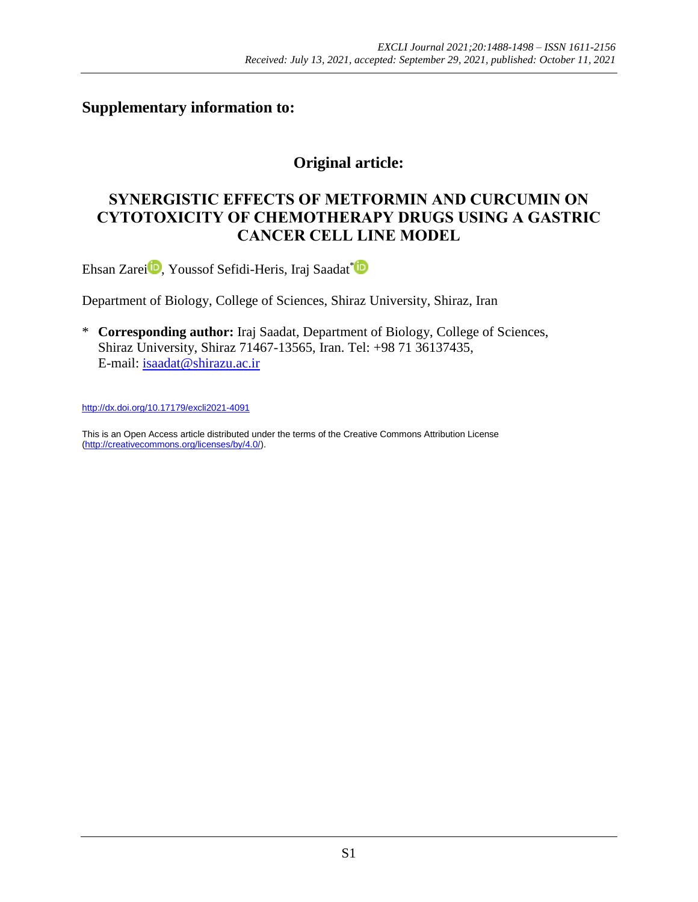## Supplementary information to:

# Original article:

# SYNERGISTIC EFFECTS OF METFORMIN AND CURCUMIN ON CYTOTOXICITY OF CHEMOTHERAPY DRUGS USING A GASTRIC CANCER CELL LINE MODEL

Ehsan Zarei, Youssof Sefidi-Heris, Iraj Saadat*

Department of Biology, College of Sciences, Shiraz University, Shiraz, Iran

\* **Corresponding author:** Iraj Saadat, Department of Biology, College of Sciences, Shiraz University, Shiraz 71467-13565, Iran. Tel: +98 71 36137435, E-mail: isaadat@shirazu.ac.ir

http://dx.doi.org/10.17179/excli2021-4091

This is an Open Access article distributed under the terms of the Creative Commons Attribution License (http://creativecommons.org/licenses/by/4.0/).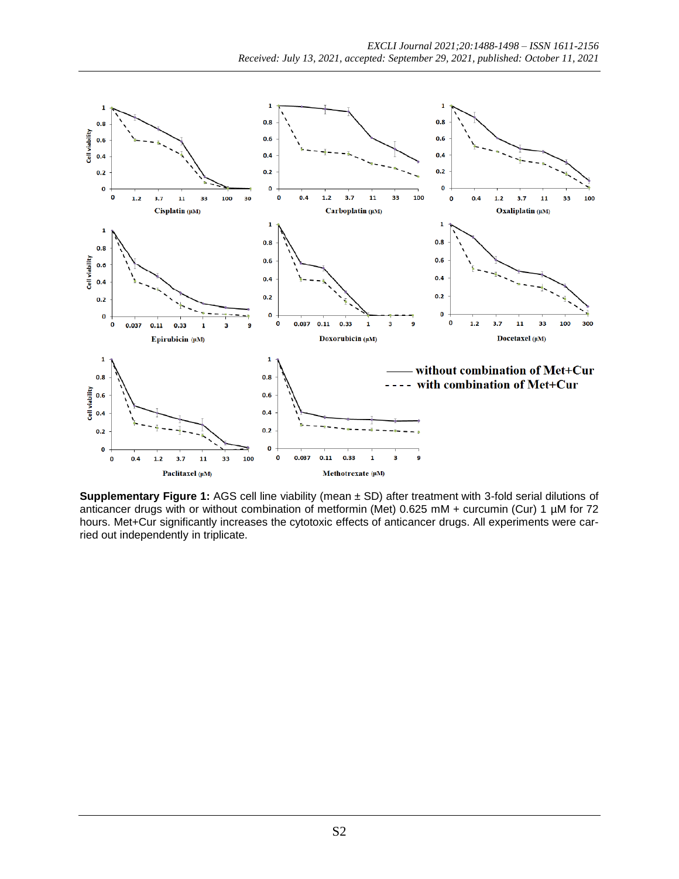**Supplementary Figure 1:** AGS cell line viability (mean ± SD) after treatment with 3-fold serial dilutions of anticancer drugs with or without combination of metformin (Met) 0.625 mM + curcumin (Cur) 1 µM for 72 hours. Met+Cur significantly increases the cytotoxic effects of anticancer drugs. All experiments were carried out independently in triplicate.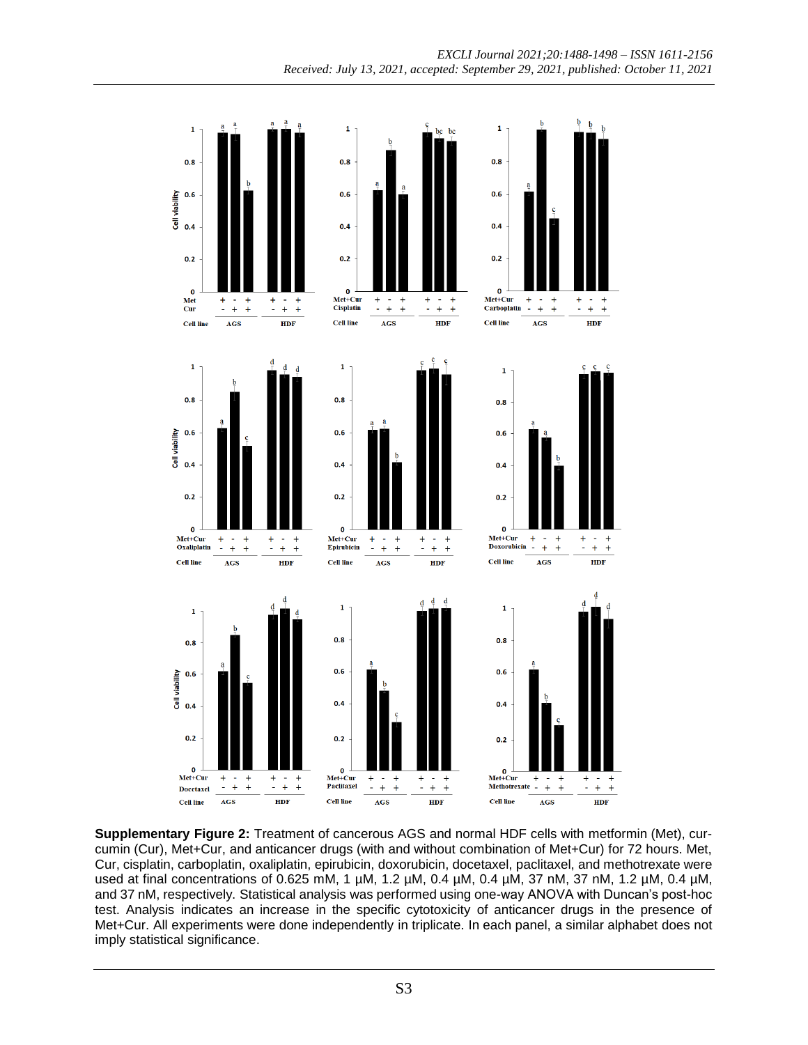Cell viability

1
0.8
0.6
0.4
0.2
0

Met + - +  + - +
Cur - + +  - + +
Cell line AGS HDF

Met+Cur + - +  + - +
Cisplatin - + +  - + +
Cell line AGS HDF

Met+Cur + - +  + - +
Carboplatin - + +  - + +
Cell line AGS HDF

Met+Cur + - +  + - +
Oxaliplatin - + +  - + +
Cell line AGS HDF

Met+Cur + - +  + - +
Epirubicin - + +  - + +
Cell line AGS HDF

Met+Cur + - +  + - +
Doxorubicin - + +  - + +
Cell line AGS HDF

Met+Cur + - +  + - +
Docetaxel - + +  - + +
Cell line AGS HDF

Met+Cur + - +  + - +
Paclitaxel - + +  - + +
Cell line AGS HDF

Met+Cur + - +  + - +
Methotrexate - + +  - + +
Cell line AGS HDF

**Supplementary Figure 2:** Treatment of cancerous AGS and normal HDF cells with metformin (Met), curcumin (Cur), Met+Cur, and anticancer drugs (with and without combination of Met+Cur) for 72 hours. Met, Cur, cisplatin, carboplatin, oxaliplatin, epirubicin, doxorubicin, docetaxel, paclitaxel, and methotrexate were used at final concentrations of 0.625 mM, 1 µM, 1.2 µM, 0.4 µM, 0.4 µM, 37 nM, 37 nM, 1.2 µM, 0.4 µM, and 37 nM, respectively. Statistical analysis was performed using one-way ANOVA with Duncan's post-hoc test. Analysis indicates an increase in the specific cytotoxicity of anticancer drugs in the presence of Met+Cur. All experiments were done independently in triplicate. In each panel, a similar alphabet does not imply statistical significance.